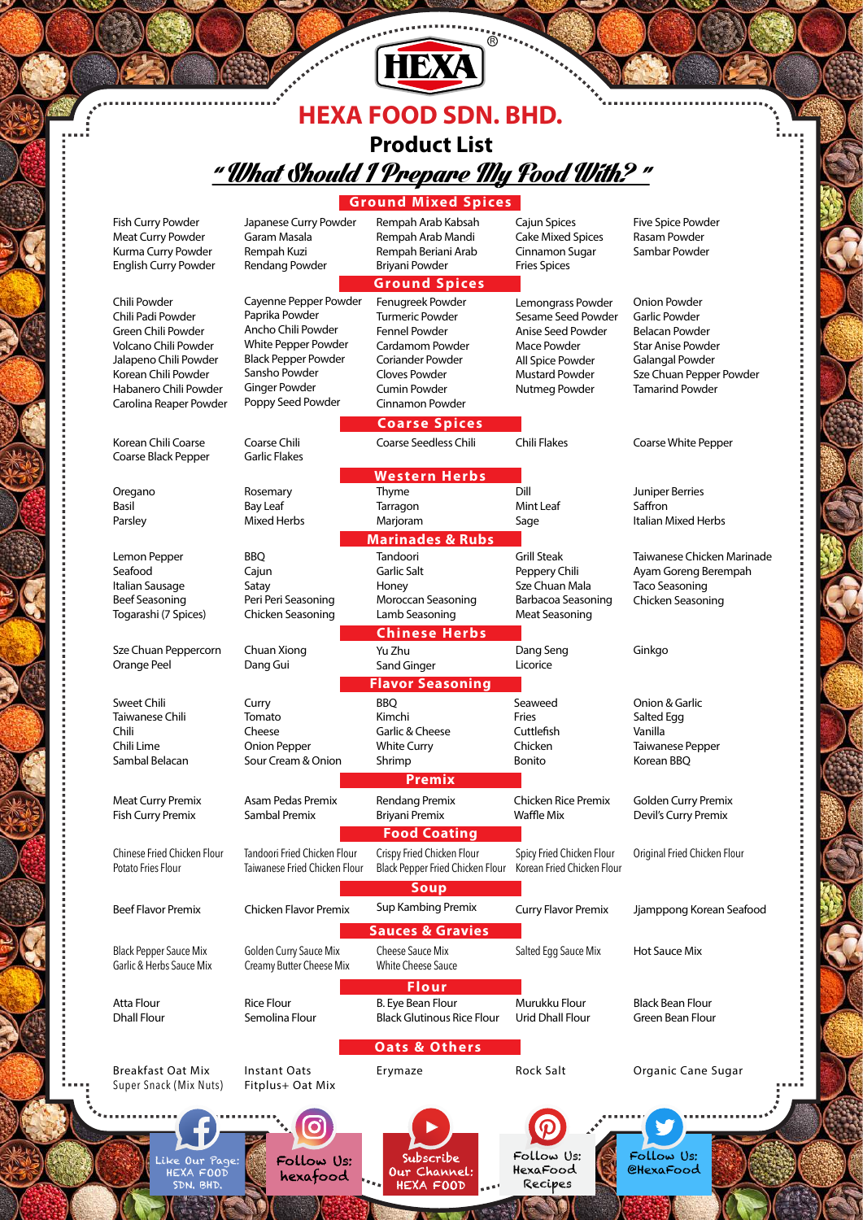# HEXA

# HEXA FOOD SDN. BHD.

## Product List

## *"What Should I Prepare My Food With?"*

### Ground Mixed Spices

Fish Curry Powder
Meat Curry Powder
Kurma Curry Powder
English Curry Powder
Japanese Curry Powder
Garam Masala
Rempah Kuzi
Rendang Powder
Rempah Arab Kabsah
Rempah Arab Mandi
Rempah Beriani Arab
Briyani Powder
Cajun Spices
Cake Mixed Spices
Cinnamon Sugar
Fries Spices
Five Spice Powder
Rasam Powder
Sambar Powder

### Ground Spices

Chili Powder
Chili Padi Powder
Green Chili Powder
Volcano Chili Powder
Jalapeno Chili Powder
Korean Chili Powder
Habanero Chili Powder
Carolina Reaper Powder
Cayenne Pepper Powder
Paprika Powder
Ancho Chili Powder
White Pepper Powder
Black Pepper Powder
Sansho Powder
Ginger Powder
Poppy Seed Powder
Fenugreek Powder
Turmeric Powder
Fennel Powder
Cardamom Powder
Coriander Powder
Cloves Powder
Cumin Powder
Cinnamon Powder
Lemongrass Powder
Sesame Seed Powder
Anise Seed Powder
Mace Powder
All Spice Powder
Mustard Powder
Nutmeg Powder
Onion Powder
Garlic Powder
Belacan Powder
Star Anise Powder
Galangal Powder
Sze Chuan Pepper Powder
Tamarind Powder

### Coarse Spices

Korean Chili Coarse
Coarse Black Pepper
Coarse Chili
Garlic Flakes
Coarse Seedless Chili
Chili Flakes
Coarse White Pepper

### Western Herbs

Oregano
Basil
Parsley
Rosemary
Bay Leaf
Mixed Herbs
Thyme
Tarragon
Marjoram
Dill
Mint Leaf
Sage
Juniper Berries
Saffron
Italian Mixed Herbs

### Marinades & Rubs

Lemon Pepper
Seafood
Italian Sausage
Beef Seasoning
Togarashi (7 Spices)
BBQ
Cajun
Satay
Peri Peri Seasoning
Chicken Seasoning
Tandoori
Garlic Salt
Honey
Moroccan Seasoning
Lamb Seasoning
Grill Steak
Peppery Chili
Sze Chuan Mala
Barbacoa Seasoning
Meat Seasoning
Taiwanese Chicken Marinade
Ayam Goreng Berempah
Taco Seasoning
Chicken Seasoning

### Chinese Herbs

Sze Chuan Peppercorn
Orange Peel
Chuan Xiong
Dang Gui
Yu Zhu
Sand Ginger
Dang Seng
Licorice
Ginkgo

### Flavor Seasoning

Sweet Chili
Taiwanese Chili
Chili
Chili Lime
Sambal Belacan
Curry
Tomato
Cheese
Onion Pepper
Sour Cream & Onion
BBQ
Kimchi
Garlic & Cheese
White Curry
Shrimp
Seaweed
Fries
Cuttlefish
Chicken
Bonito
Onion & Garlic
Salted Egg
Vanilla
Taiwanese Pepper
Korean BBQ

### Premix

Meat Curry Premix
Fish Curry Premix
Asam Pedas Premix
Sambal Premix
Rendang Premix
Briyani Premix
Chicken Rice Premix
Waffle Mix
Golden Curry Premix
Devil's Curry Premix

### Food Coating

Chinese Fried Chicken Flour
Potato Fries Flour
Tandoori Fried Chicken Flour
Taiwanese Fried Chicken Flour
Crispy Fried Chicken Flour
Black Pepper Fried Chicken Flour
Spicy Fried Chicken Flour
Korean Fried Chicken Flour
Original Fried Chicken Flour

### Soup

Beef Flavor Premix
Chicken Flavor Premix
Sup Kambing Premix
Curry Flavor Premix
Jjamppong Korean Seafood

### Sauces & Gravies

Black Pepper Sauce Mix
Garlic & Herbs Sauce Mix
Golden Curry Sauce Mix
Creamy Butter Cheese Mix
Cheese Sauce Mix
White Cheese Sauce
Salted Egg Sauce Mix
Hot Sauce Mix

### Flour

Atta Flour
Dhall Flour
Rice Flour
Semolina Flour
B. Eye Bean Flour
Black Glutinous Rice Flour
Murukku Flour
Urid Dhall Flour
Black Bean Flour
Green Bean Flour

### Oats & Others

Breakfast Oat Mix
Super Snack (Mix Nuts)
Instant Oats
Fitplus+ Oat Mix
Erymaze
Rock Salt
Organic Cane Sugar

Like Our Page: HEXA FOOD SDN. BHD.
Follow Us: hexafood
Subscribe Our Channel: HEXA FOOD
Follow Us: HexaFood Recipes
Follow Us: @HexaFood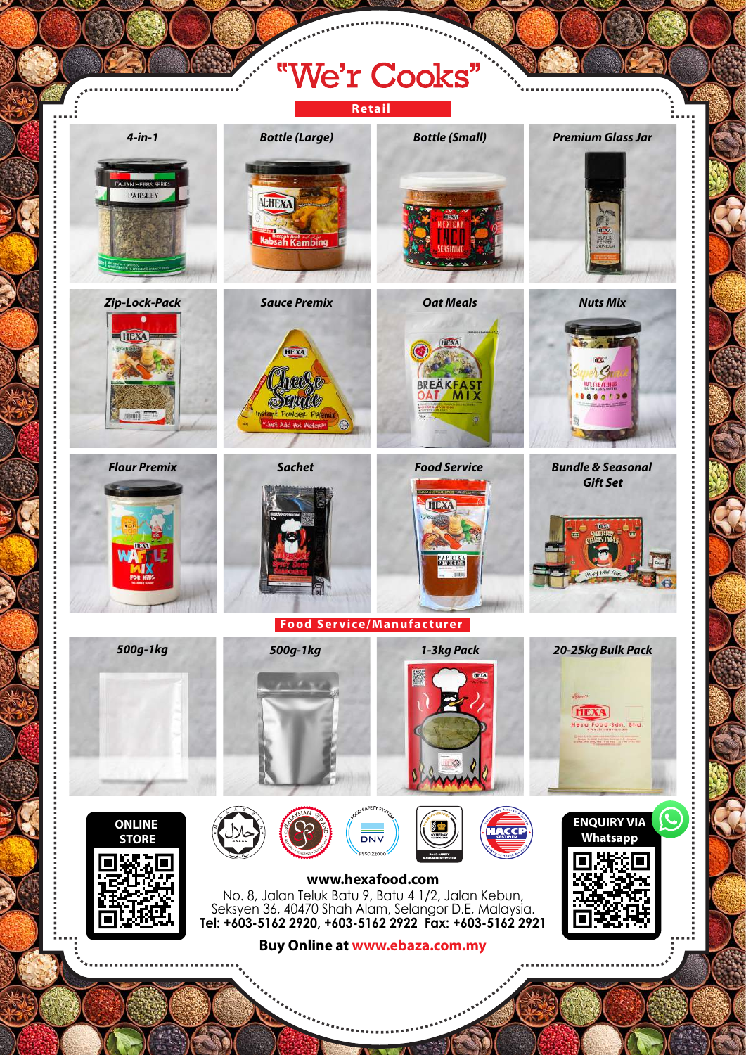# "We'r Cooks"

## Retail

- *4-in-1*
- *Bottle (Large)*
- *Bottle (Small)*
- *Premium Glass Jar*
- *Zip-Lock-Pack*
- *Sauce Premix*
- *Oat Meals*
- *Nuts Mix*
- *Flour Premix*
- *Sachet*
- *Food Service*
- *Bundle & Seasonal Gift Set*

## Food Service/Manufacturer

- *500g-1kg*
- *500g-1kg*
- *1-3kg Pack*
- *20-25kg Bulk Pack*

**ONLINE STORE**

**ENQUIRY VIA Whatsapp**

**www.hexafood.com**

No. 8, Jalan Teluk Batu 9, Batu 4 1/2, Jalan Kebun, Seksyen 36, 40470 Shah Alam, Selangor D.E, Malaysia.

**Tel: +603-5162 2920, +603-5162 2922 Fax: +603-5162 2921**

**Buy Online at www.ebaza.com.my**